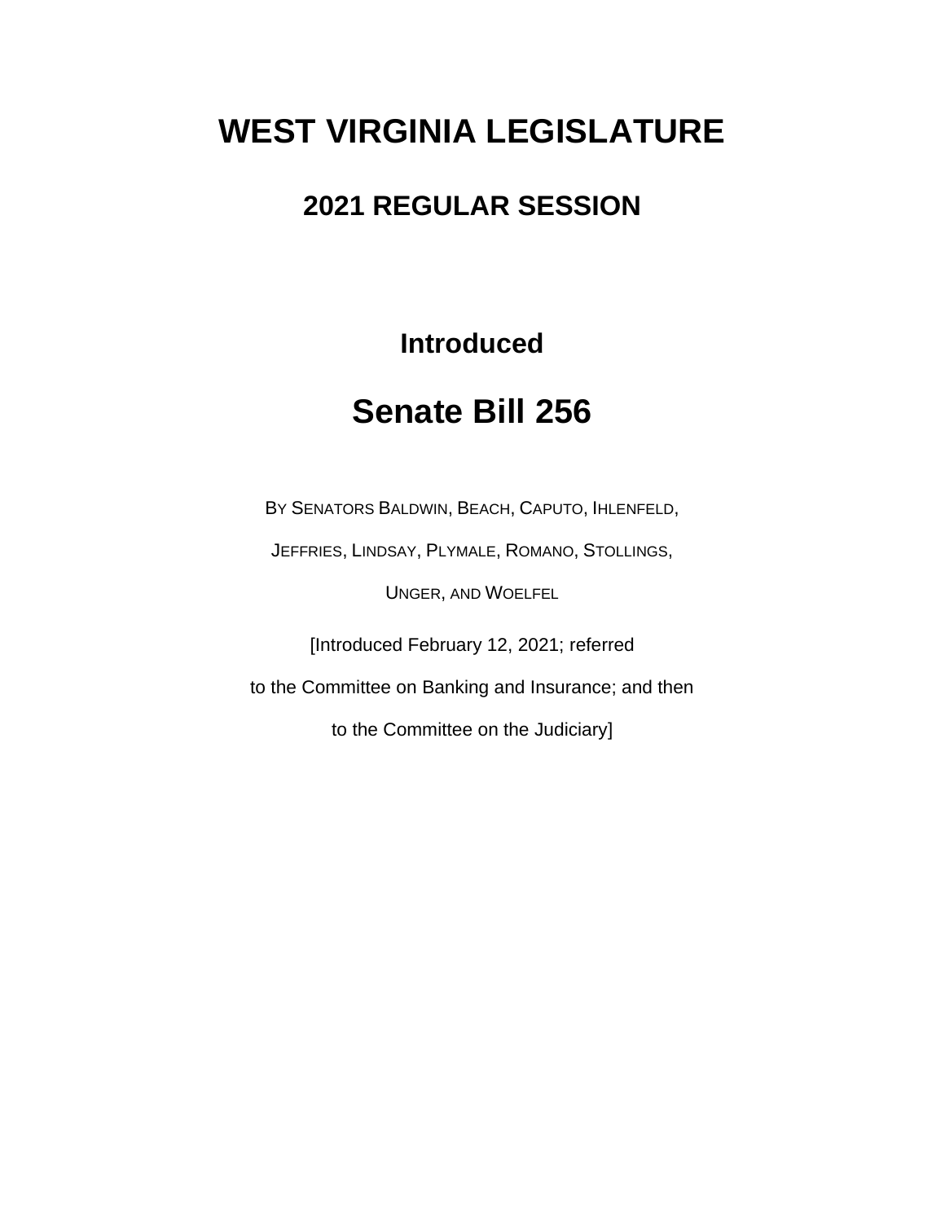# WEST VIRGINIA LEGISLATURE

## 2021 REGULAR SESSION

### Introduced

# Senate Bill 256

BY SENATORS BALDWIN, BEACH, CAPUTO, IHLENFELD, JEFFRIES, LINDSAY, PLYMALE, ROMANO, STOLLINGS, UNGER, AND WOELFEL

[Introduced February 12, 2021; referred to the Committee on Banking and Insurance; and then to the Committee on the Judiciary]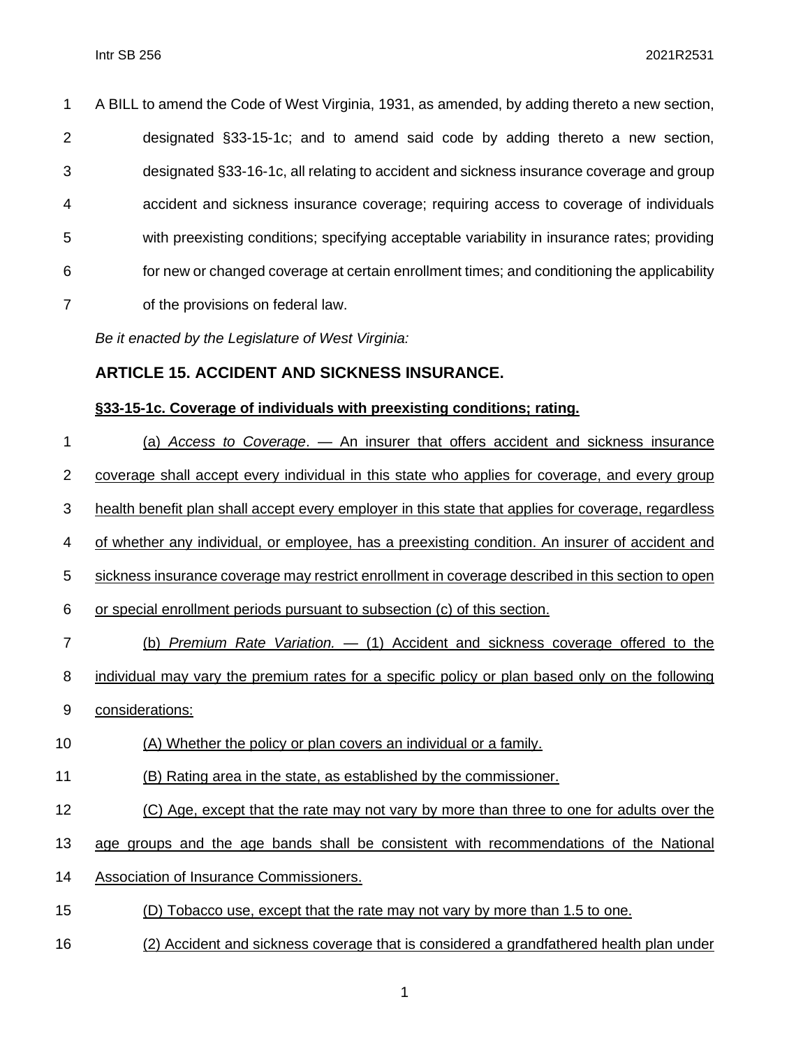A BILL to amend the Code of West Virginia, 1931, as amended, by adding thereto a new section, designated §33-15-1c; and to amend said code by adding thereto a new section, designated §33-16-1c, all relating to accident and sickness insurance coverage and group accident and sickness insurance coverage; requiring access to coverage of individuals with preexisting conditions; specifying acceptable variability in insurance rates; providing for new or changed coverage at certain enrollment times; and conditioning the applicability of the provisions on federal law.

*Be it enacted by the Legislature of West Virginia:*

## ARTICLE 15. ACCIDENT AND SICKNESS INSURANCE.

### §33-15-1c. Coverage of individuals with preexisting conditions; rating.

(a) *Access to Coverage*. — An insurer that offers accident and sickness insurance coverage shall accept every individual in this state who applies for coverage, and every group health benefit plan shall accept every employer in this state that applies for coverage, regardless of whether any individual, or employee, has a preexisting condition. An insurer of accident and sickness insurance coverage may restrict enrollment in coverage described in this section to open or special enrollment periods pursuant to subsection (c) of this section.

(b) *Premium Rate Variation.* — (1) Accident and sickness coverage offered to the individual may vary the premium rates for a specific policy or plan based only on the following considerations:

(A) Whether the policy or plan covers an individual or a family.

(B) Rating area in the state, as established by the commissioner.

(C) Age, except that the rate may not vary by more than three to one for adults over the age groups and the age bands shall be consistent with recommendations of the National Association of Insurance Commissioners.

(D) Tobacco use, except that the rate may not vary by more than 1.5 to one.

(2) Accident and sickness coverage that is considered a grandfathered health plan under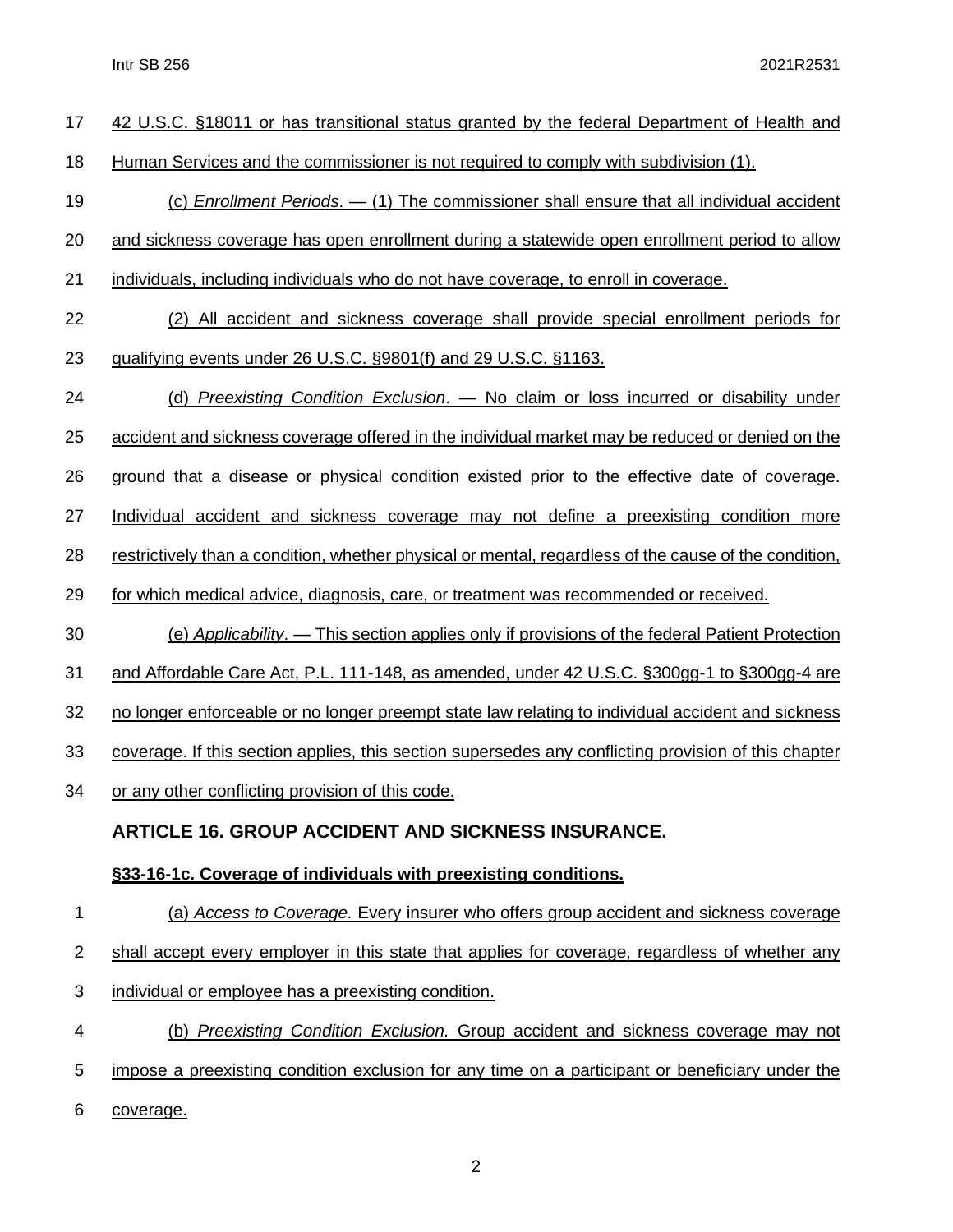42 U.S.C. §18011 or has transitional status granted by the federal Department of Health and Human Services and the commissioner is not required to comply with subdivision (1).

(c) *Enrollment Periods*. — (1) The commissioner shall ensure that all individual accident and sickness coverage has open enrollment during a statewide open enrollment period to allow individuals, including individuals who do not have coverage, to enroll in coverage.

(2) All accident and sickness coverage shall provide special enrollment periods for qualifying events under 26 U.S.C. §9801(f) and 29 U.S.C. §1163.

(d) *Preexisting Condition Exclusion*. — No claim or loss incurred or disability under accident and sickness coverage offered in the individual market may be reduced or denied on the ground that a disease or physical condition existed prior to the effective date of coverage. Individual accident and sickness coverage may not define a preexisting condition more restrictively than a condition, whether physical or mental, regardless of the cause of the condition, for which medical advice, diagnosis, care, or treatment was recommended or received.

(e) *Applicability*. — This section applies only if provisions of the federal Patient Protection and Affordable Care Act, P.L. 111-148, as amended, under 42 U.S.C. §300gg-1 to §300gg-4 are no longer enforceable or no longer preempt state law relating to individual accident and sickness coverage. If this section applies, this section supersedes any conflicting provision of this chapter or any other conflicting provision of this code.

## ARTICLE 16. GROUP ACCIDENT AND SICKNESS INSURANCE.

### §33-16-1c. Coverage of individuals with preexisting conditions.

(a) *Access to Coverage.* Every insurer who offers group accident and sickness coverage shall accept every employer in this state that applies for coverage, regardless of whether any individual or employee has a preexisting condition.

(b) *Preexisting Condition Exclusion.* Group accident and sickness coverage may not impose a preexisting condition exclusion for any time on a participant or beneficiary under the coverage.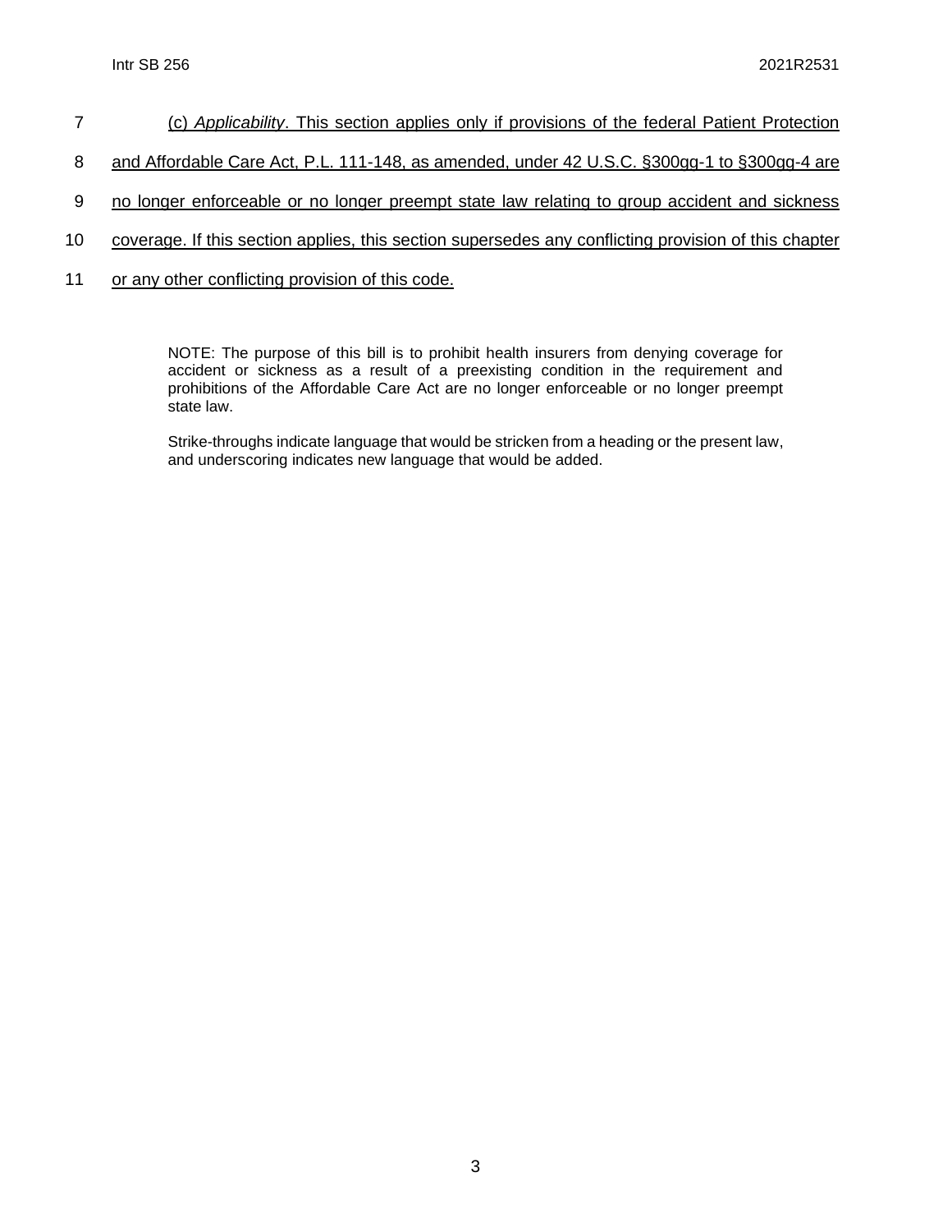(c) *Applicability*. This section applies only if provisions of the federal Patient Protection and Affordable Care Act, P.L. 111-148, as amended, under 42 U.S.C. §300gg-1 to §300gg-4 are no longer enforceable or no longer preempt state law relating to group accident and sickness coverage. If this section applies, this section supersedes any conflicting provision of this chapter or any other conflicting provision of this code.

NOTE: The purpose of this bill is to prohibit health insurers from denying coverage for accident or sickness as a result of a preexisting condition in the requirement and prohibitions of the Affordable Care Act are no longer enforceable or no longer preempt state law.

Strike-throughs indicate language that would be stricken from a heading or the present law, and underscoring indicates new language that would be added.